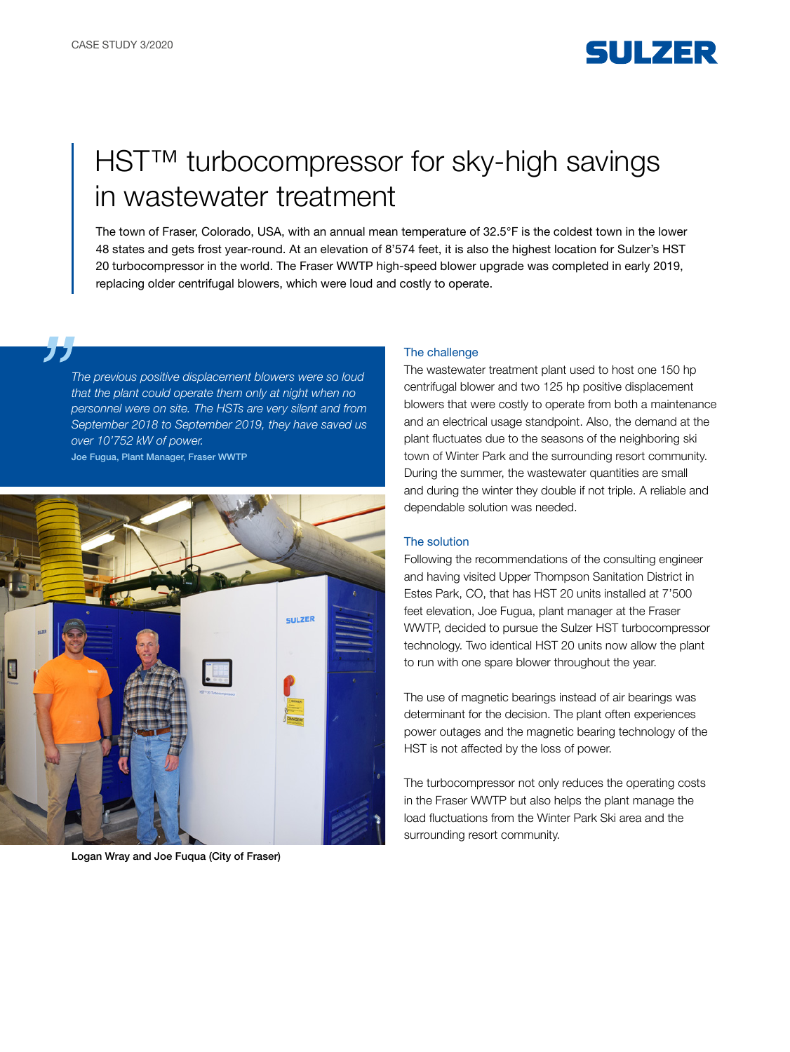CASE STUDY 3/2020

# HST™ turbocompressor for sky-high savings in wastewater treatment

The town of Fraser, Colorado, USA, with an annual mean temperature of 32.5°F is the coldest town in the lower 48 states and gets frost year-round. At an elevation of 8'574 feet, it is also the highest location for Sulzer's HST 20 turbocompressor in the world. The Fraser WWTP high-speed blower upgrade was completed in early 2019, replacing older centrifugal blowers, which were loud and costly to operate.

> *The previous positive displacement blowers were so loud that the plant could operate them only at night when no personnel were on site. The HSTs are very silent and from September 2018 to September 2019, they have saved us over 10'752 kW of power.*
>
> **Joe Fugua, Plant Manager, Fraser WWTP**

Logan Wray and Joe Fuqua (City of Fraser)

## The challenge

The wastewater treatment plant used to host one 150 hp centrifugal blower and two 125 hp positive displacement blowers that were costly to operate from both a maintenance and an electrical usage standpoint. Also, the demand at the plant fluctuates due to the seasons of the neighboring ski town of Winter Park and the surrounding resort community. During the summer, the wastewater quantities are small and during the winter they double if not triple. A reliable and dependable solution was needed.

## The solution

Following the recommendations of the consulting engineer and having visited Upper Thompson Sanitation District in Estes Park, CO, that has HST 20 units installed at 7'500 feet elevation, Joe Fugua, plant manager at the Fraser WWTP, decided to pursue the Sulzer HST turbocompressor technology. Two identical HST 20 units now allow the plant to run with one spare blower throughout the year.

The use of magnetic bearings instead of air bearings was determinant for the decision. The plant often experiences power outages and the magnetic bearing technology of the HST is not affected by the loss of power.

The turbocompressor not only reduces the operating costs in the Fraser WWTP but also helps the plant manage the load fluctuations from the Winter Park Ski area and the surrounding resort community.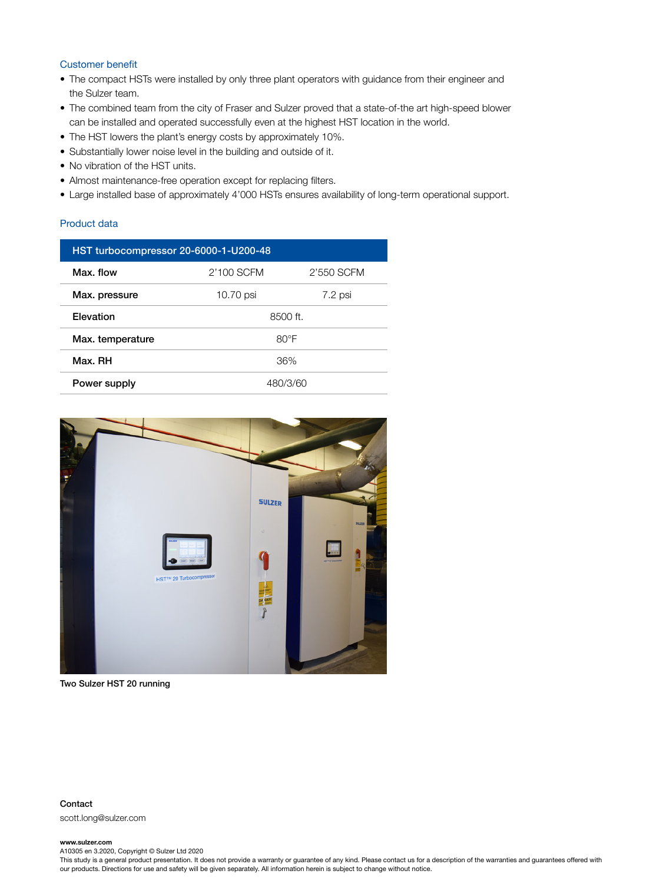## Customer benefit

- The compact HSTs were installed by only three plant operators with guidance from their engineer and the Sulzer team.
- The combined team from the city of Fraser and Sulzer proved that a state-of-the art high-speed blower can be installed and operated successfully even at the highest HST location in the world.
- The HST lowers the plant's energy costs by approximately 10%.
- Substantially lower noise level in the building and outside of it.
- No vibration of the HST units.
- Almost maintenance-free operation except for replacing filters.
- Large installed base of approximately 4'000 HSTs ensures availability of long-term operational support.

## Product data

| HST turbocompressor 20-6000-1-U200-48 | | |
|---|---|---|
| **Max. flow** | 2'100 SCFM | 2'550 SCFM |
| **Max. pressure** | 10.70 psi | 7.2 psi |
| **Elevation** | 8500 ft. | |
| **Max. temperature** | 80°F | |
| **Max. RH** | 36% | |
| **Power supply** | 480/3/60 | |

Two Sulzer HST 20 running

**Contact**

scott.long@sulzer.com

**www.sulzer.com**

A10305 en 3.2020, Copyright © Sulzer Ltd 2020

This study is a general product presentation. It does not provide a warranty or guarantee of any kind. Please contact us for a description of the warranties and guarantees offered with our products. Directions for use and safety will be given separately. All information herein is subject to change without notice.